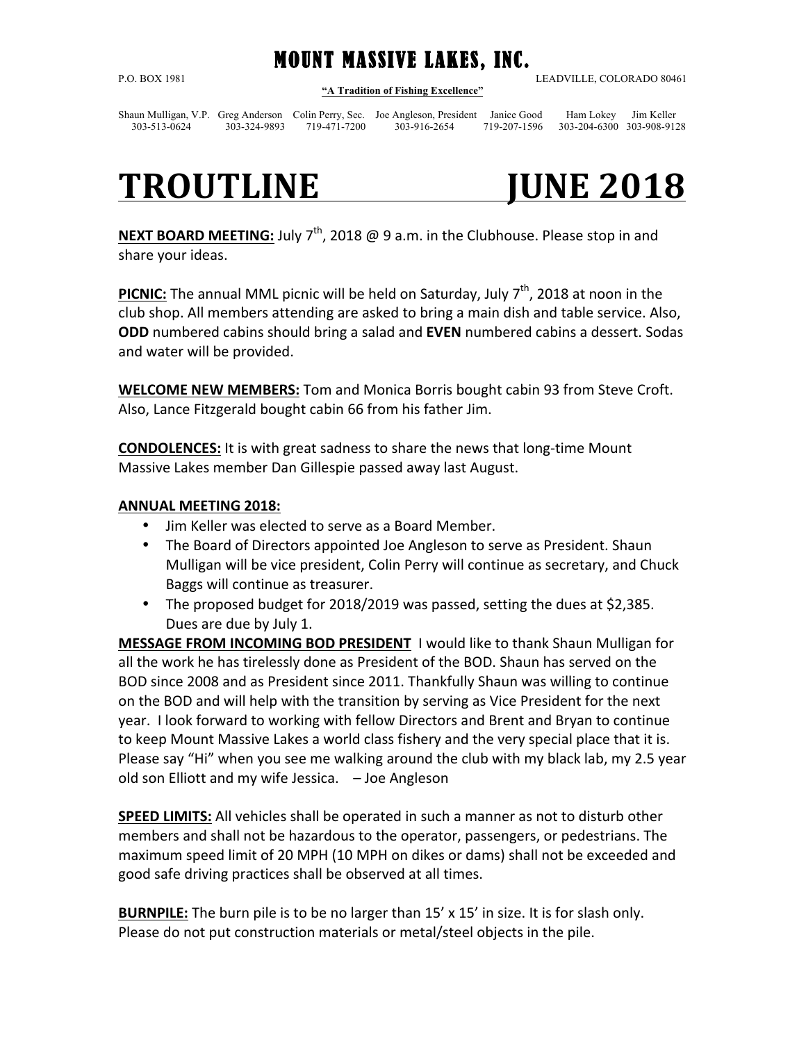# MOUNT MASSIVE LAKES, INC.

P.O. BOX 1981 LEADVILLE, COLORADO 80461

**"A Tradition of Fishing Excellence"**

| Shaun Mulligan, V.P. | Greg Anderson | Colin Perry, Sec. | Joe Angleson, President | Janice Good | Ham Lokey | Jim Keller |
|---|---|---|---|---|---|---|
| 303-513-0624 | 303-324-9893 | 719-471-7200 | 303-916-2654 | 719-207-1596 | 303-204-6300 | 303-908-9128 |

# TROUTLINE JUNE 2018

**NEXT BOARD MEETING:** July 7th, 2018 @ 9 a.m. in the Clubhouse. Please stop in and share your ideas.

**PICNIC:** The annual MML picnic will be held on Saturday, July 7th, 2018 at noon in the club shop. All members attending are asked to bring a main dish and table service. Also, **ODD** numbered cabins should bring a salad and **EVEN** numbered cabins a dessert. Sodas and water will be provided.

**WELCOME NEW MEMBERS:** Tom and Monica Borris bought cabin 93 from Steve Croft. Also, Lance Fitzgerald bought cabin 66 from his father Jim.

**CONDOLENCES:** It is with great sadness to share the news that long-time Mount Massive Lakes member Dan Gillespie passed away last August.

**ANNUAL MEETING 2018:**

- Jim Keller was elected to serve as a Board Member.
- The Board of Directors appointed Joe Angleson to serve as President. Shaun Mulligan will be vice president, Colin Perry will continue as secretary, and Chuck Baggs will continue as treasurer.
- The proposed budget for 2018/2019 was passed, setting the dues at $2,385. Dues are due by July 1.

**MESSAGE FROM INCOMING BOD PRESIDENT** I would like to thank Shaun Mulligan for all the work he has tirelessly done as President of the BOD. Shaun has served on the BOD since 2008 and as President since 2011. Thankfully Shaun was willing to continue on the BOD and will help with the transition by serving as Vice President for the next year. I look forward to working with fellow Directors and Brent and Bryan to continue to keep Mount Massive Lakes a world class fishery and the very special place that it is. Please say "Hi" when you see me walking around the club with my black lab, my 2.5 year old son Elliott and my wife Jessica. – Joe Angleson

**SPEED LIMITS:** All vehicles shall be operated in such a manner as not to disturb other members and shall not be hazardous to the operator, passengers, or pedestrians. The maximum speed limit of 20 MPH (10 MPH on dikes or dams) shall not be exceeded and good safe driving practices shall be observed at all times.

**BURNPILE:** The burn pile is to be no larger than 15' x 15' in size. It is for slash only. Please do not put construction materials or metal/steel objects in the pile.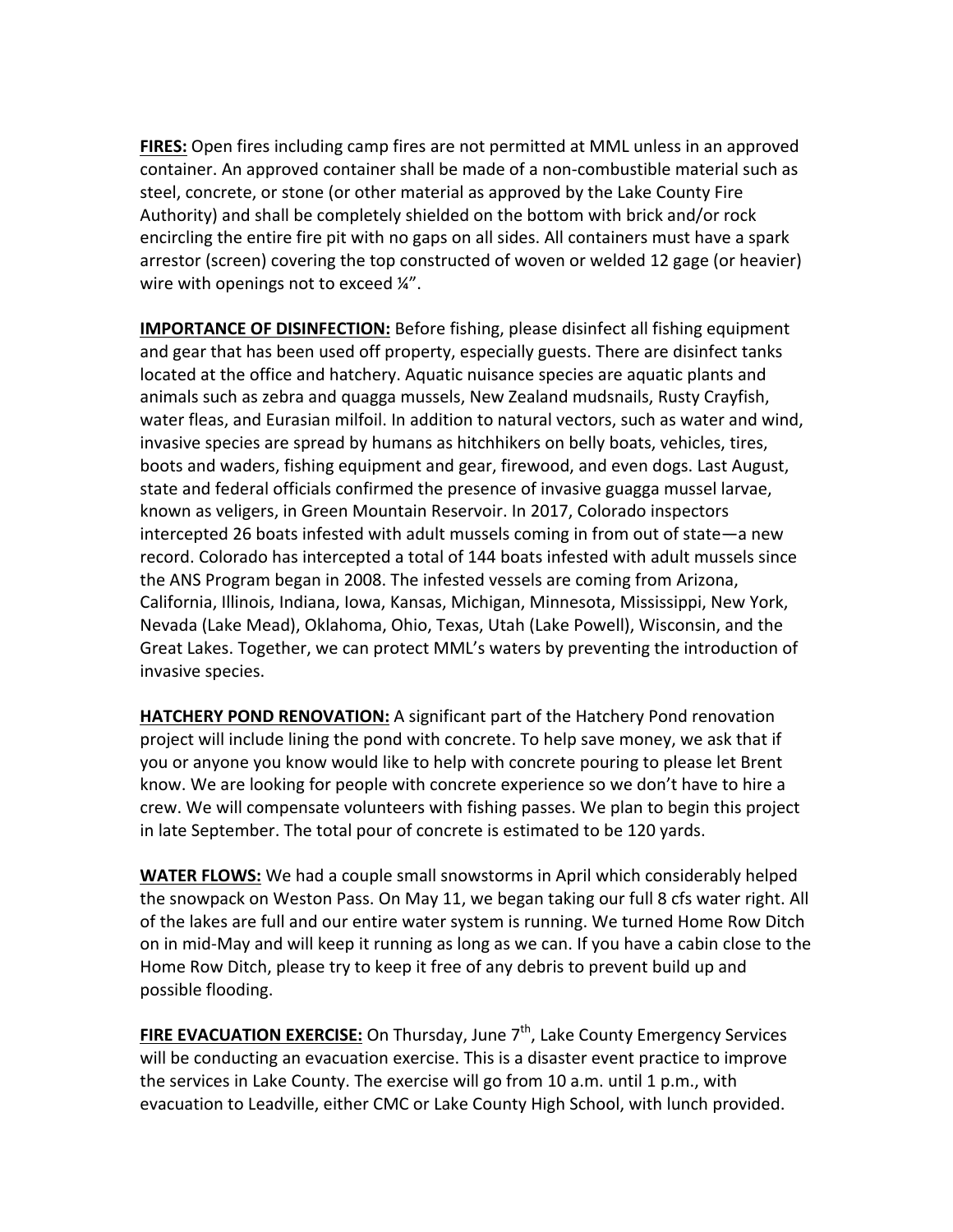**FIRES:** Open fires including camp fires are not permitted at MML unless in an approved container. An approved container shall be made of a non-combustible material such as steel, concrete, or stone (or other material as approved by the Lake County Fire Authority) and shall be completely shielded on the bottom with brick and/or rock encircling the entire fire pit with no gaps on all sides. All containers must have a spark arrestor (screen) covering the top constructed of woven or welded 12 gage (or heavier) wire with openings not to exceed ¼".

**IMPORTANCE OF DISINFECTION:** Before fishing, please disinfect all fishing equipment and gear that has been used off property, especially guests. There are disinfect tanks located at the office and hatchery. Aquatic nuisance species are aquatic plants and animals such as zebra and quagga mussels, New Zealand mudsnails, Rusty Crayfish, water fleas, and Eurasian milfoil. In addition to natural vectors, such as water and wind, invasive species are spread by humans as hitchhikers on belly boats, vehicles, tires, boots and waders, fishing equipment and gear, firewood, and even dogs. Last August, state and federal officials confirmed the presence of invasive guagga mussel larvae, known as veligers, in Green Mountain Reservoir. In 2017, Colorado inspectors intercepted 26 boats infested with adult mussels coming in from out of state—a new record. Colorado has intercepted a total of 144 boats infested with adult mussels since the ANS Program began in 2008. The infested vessels are coming from Arizona, California, Illinois, Indiana, Iowa, Kansas, Michigan, Minnesota, Mississippi, New York, Nevada (Lake Mead), Oklahoma, Ohio, Texas, Utah (Lake Powell), Wisconsin, and the Great Lakes. Together, we can protect MML's waters by preventing the introduction of invasive species.

**HATCHERY POND RENOVATION:** A significant part of the Hatchery Pond renovation project will include lining the pond with concrete. To help save money, we ask that if you or anyone you know would like to help with concrete pouring to please let Brent know. We are looking for people with concrete experience so we don't have to hire a crew. We will compensate volunteers with fishing passes. We plan to begin this project in late September. The total pour of concrete is estimated to be 120 yards.

**WATER FLOWS:** We had a couple small snowstorms in April which considerably helped the snowpack on Weston Pass. On May 11, we began taking our full 8 cfs water right. All of the lakes are full and our entire water system is running. We turned Home Row Ditch on in mid-May and will keep it running as long as we can. If you have a cabin close to the Home Row Ditch, please try to keep it free of any debris to prevent build up and possible flooding.

**FIRE EVACUATION EXERCISE:** On Thursday, June 7th, Lake County Emergency Services will be conducting an evacuation exercise. This is a disaster event practice to improve the services in Lake County. The exercise will go from 10 a.m. until 1 p.m., with evacuation to Leadville, either CMC or Lake County High School, with lunch provided.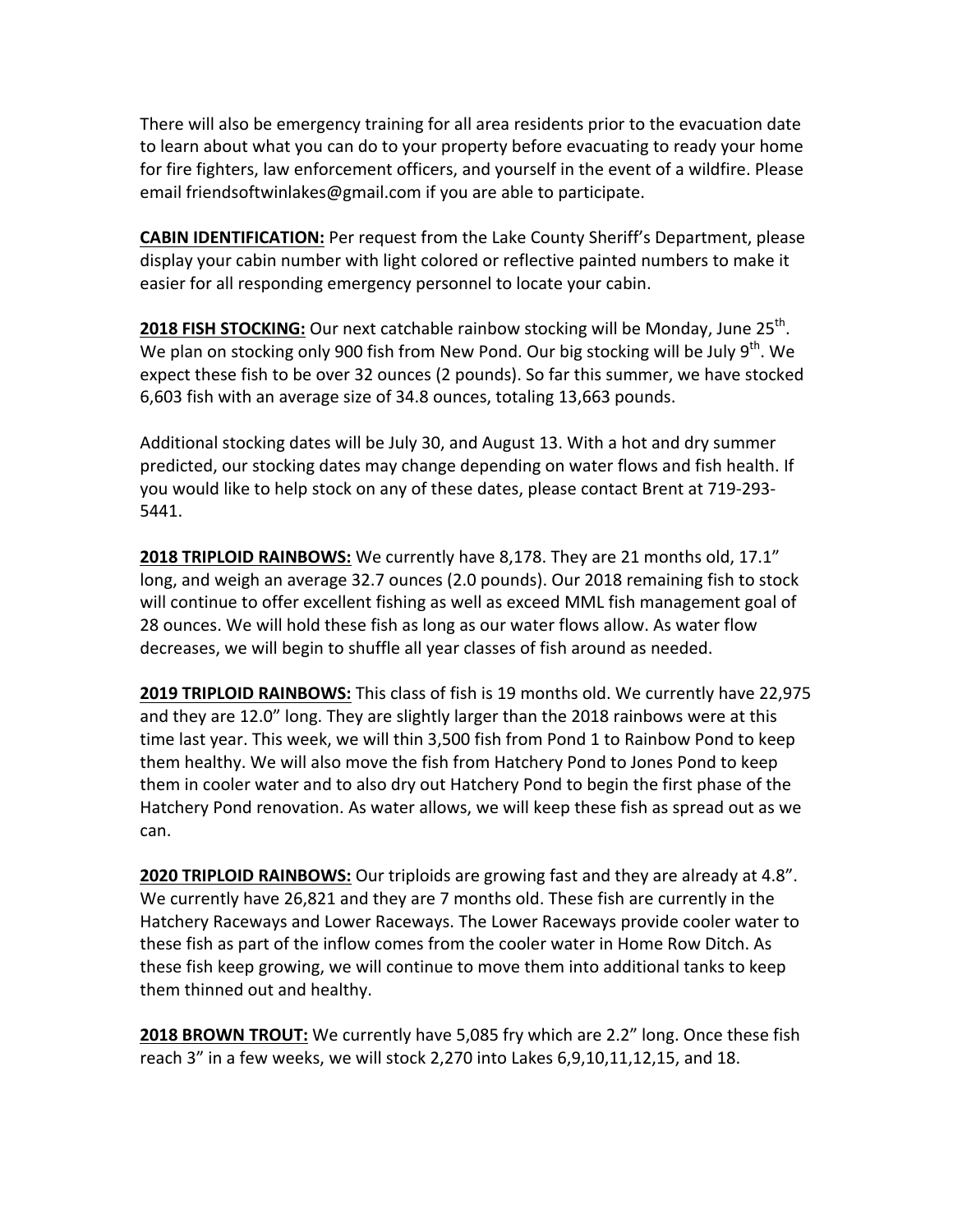There will also be emergency training for all area residents prior to the evacuation date to learn about what you can do to your property before evacuating to ready your home for fire fighters, law enforcement officers, and yourself in the event of a wildfire. Please email friendsoftwinlakes@gmail.com if you are able to participate.

**CABIN IDENTIFICATION:** Per request from the Lake County Sheriff's Department, please display your cabin number with light colored or reflective painted numbers to make it easier for all responding emergency personnel to locate your cabin.

**2018 FISH STOCKING:** Our next catchable rainbow stocking will be Monday, June 25th. We plan on stocking only 900 fish from New Pond. Our big stocking will be July 9th. We expect these fish to be over 32 ounces (2 pounds). So far this summer, we have stocked 6,603 fish with an average size of 34.8 ounces, totaling 13,663 pounds.

Additional stocking dates will be July 30, and August 13. With a hot and dry summer predicted, our stocking dates may change depending on water flows and fish health. If you would like to help stock on any of these dates, please contact Brent at 719-293-5441.

**2018 TRIPLOID RAINBOWS:** We currently have 8,178. They are 21 months old, 17.1" long, and weigh an average 32.7 ounces (2.0 pounds). Our 2018 remaining fish to stock will continue to offer excellent fishing as well as exceed MML fish management goal of 28 ounces. We will hold these fish as long as our water flows allow. As water flow decreases, we will begin to shuffle all year classes of fish around as needed.

**2019 TRIPLOID RAINBOWS:** This class of fish is 19 months old. We currently have 22,975 and they are 12.0" long. They are slightly larger than the 2018 rainbows were at this time last year. This week, we will thin 3,500 fish from Pond 1 to Rainbow Pond to keep them healthy. We will also move the fish from Hatchery Pond to Jones Pond to keep them in cooler water and to also dry out Hatchery Pond to begin the first phase of the Hatchery Pond renovation. As water allows, we will keep these fish as spread out as we can.

**2020 TRIPLOID RAINBOWS:** Our triploids are growing fast and they are already at 4.8". We currently have 26,821 and they are 7 months old. These fish are currently in the Hatchery Raceways and Lower Raceways. The Lower Raceways provide cooler water to these fish as part of the inflow comes from the cooler water in Home Row Ditch. As these fish keep growing, we will continue to move them into additional tanks to keep them thinned out and healthy.

**2018 BROWN TROUT:** We currently have 5,085 fry which are 2.2" long. Once these fish reach 3" in a few weeks, we will stock 2,270 into Lakes 6,9,10,11,12,15, and 18.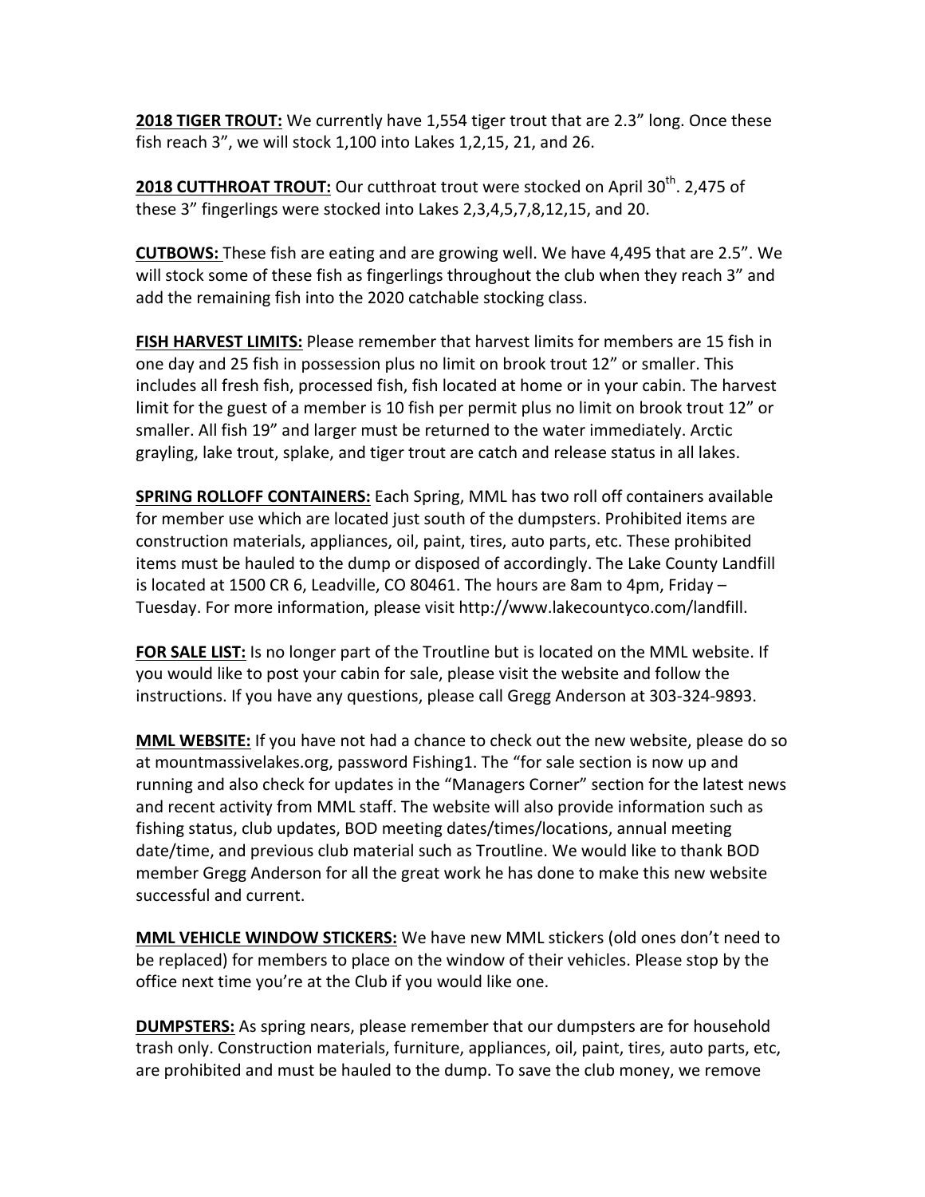**2018 TIGER TROUT:** We currently have 1,554 tiger trout that are 2.3" long. Once these fish reach 3", we will stock 1,100 into Lakes 1,2,15, 21, and 26.

**2018 CUTTHROAT TROUT:** Our cutthroat trout were stocked on April 30th. 2,475 of these 3" fingerlings were stocked into Lakes 2,3,4,5,7,8,12,15, and 20.

**CUTBOWS:** These fish are eating and are growing well. We have 4,495 that are 2.5". We will stock some of these fish as fingerlings throughout the club when they reach 3" and add the remaining fish into the 2020 catchable stocking class.

**FISH HARVEST LIMITS:** Please remember that harvest limits for members are 15 fish in one day and 25 fish in possession plus no limit on brook trout 12" or smaller. This includes all fresh fish, processed fish, fish located at home or in your cabin. The harvest limit for the guest of a member is 10 fish per permit plus no limit on brook trout 12" or smaller. All fish 19" and larger must be returned to the water immediately. Arctic grayling, lake trout, splake, and tiger trout are catch and release status in all lakes.

**SPRING ROLLOFF CONTAINERS:** Each Spring, MML has two roll off containers available for member use which are located just south of the dumpsters. Prohibited items are construction materials, appliances, oil, paint, tires, auto parts, etc. These prohibited items must be hauled to the dump or disposed of accordingly. The Lake County Landfill is located at 1500 CR 6, Leadville, CO 80461. The hours are 8am to 4pm, Friday – Tuesday. For more information, please visit http://www.lakecountyco.com/landfill.

**FOR SALE LIST:** Is no longer part of the Troutline but is located on the MML website. If you would like to post your cabin for sale, please visit the website and follow the instructions. If you have any questions, please call Gregg Anderson at 303-324-9893.

**MML WEBSITE:** If you have not had a chance to check out the new website, please do so at mountmassivelakes.org, password Fishing1. The "for sale section is now up and running and also check for updates in the "Managers Corner" section for the latest news and recent activity from MML staff. The website will also provide information such as fishing status, club updates, BOD meeting dates/times/locations, annual meeting date/time, and previous club material such as Troutline. We would like to thank BOD member Gregg Anderson for all the great work he has done to make this new website successful and current.

**MML VEHICLE WINDOW STICKERS:** We have new MML stickers (old ones don't need to be replaced) for members to place on the window of their vehicles. Please stop by the office next time you're at the Club if you would like one.

**DUMPSTERS:** As spring nears, please remember that our dumpsters are for household trash only. Construction materials, furniture, appliances, oil, paint, tires, auto parts, etc, are prohibited and must be hauled to the dump. To save the club money, we remove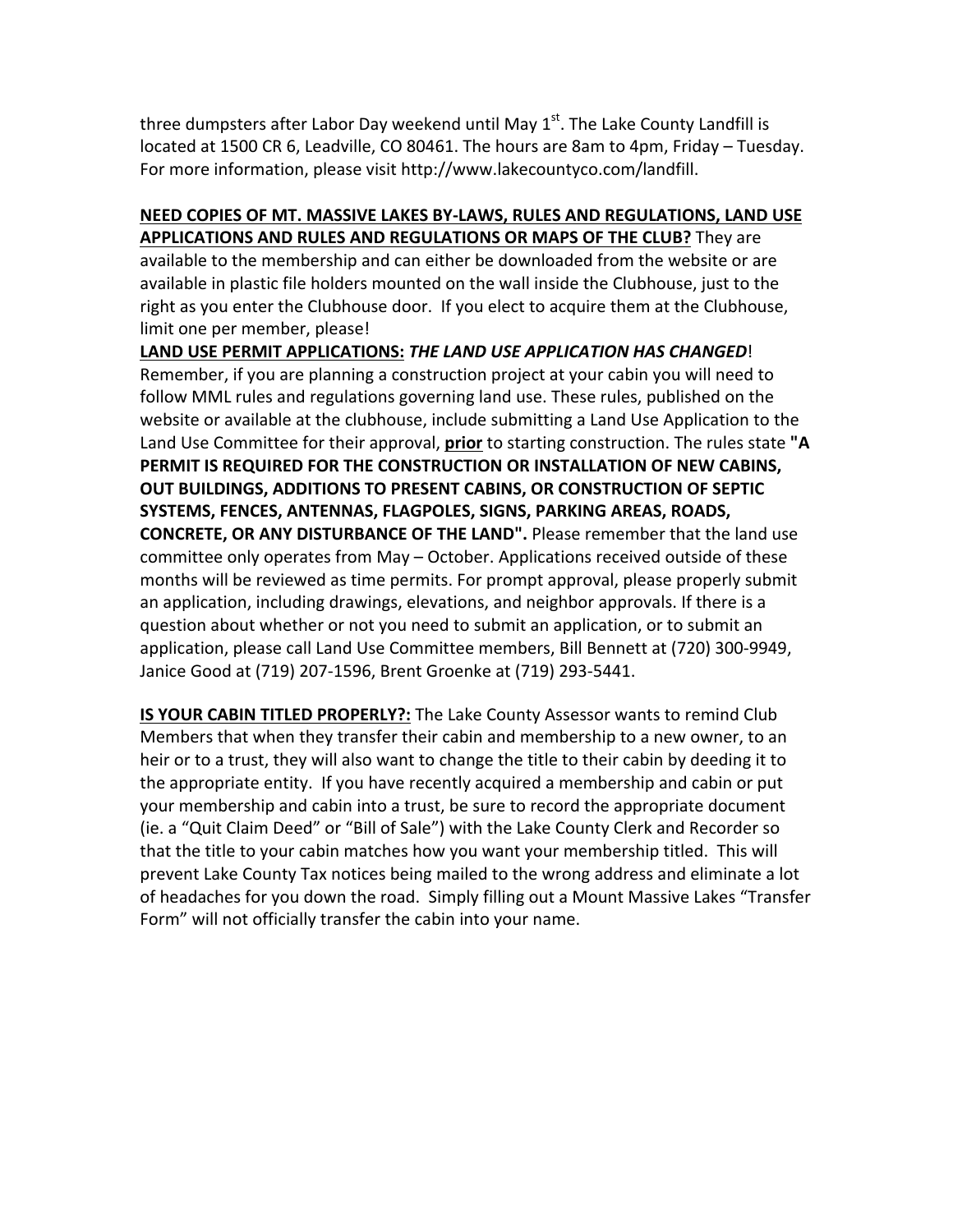three dumpsters after Labor Day weekend until May 1st. The Lake County Landfill is located at 1500 CR 6, Leadville, CO 80461. The hours are 8am to 4pm, Friday – Tuesday. For more information, please visit http://www.lakecountyco.com/landfill.

**NEED COPIES OF MT. MASSIVE LAKES BY-LAWS, RULES AND REGULATIONS, LAND USE APPLICATIONS AND RULES AND REGULATIONS OR MAPS OF THE CLUB?** They are available to the membership and can either be downloaded from the website or are available in plastic file holders mounted on the wall inside the Clubhouse, just to the right as you enter the Clubhouse door. If you elect to acquire them at the Clubhouse, limit one per member, please!

**LAND USE PERMIT APPLICATIONS:** ***THE LAND USE APPLICATION HAS CHANGED***! Remember, if you are planning a construction project at your cabin you will need to follow MML rules and regulations governing land use. These rules, published on the website or available at the clubhouse, include submitting a Land Use Application to the Land Use Committee for their approval, **prior** to starting construction. The rules state **"A PERMIT IS REQUIRED FOR THE CONSTRUCTION OR INSTALLATION OF NEW CABINS, OUT BUILDINGS, ADDITIONS TO PRESENT CABINS, OR CONSTRUCTION OF SEPTIC SYSTEMS, FENCES, ANTENNAS, FLAGPOLES, SIGNS, PARKING AREAS, ROADS, CONCRETE, OR ANY DISTURBANCE OF THE LAND".** Please remember that the land use committee only operates from May – October. Applications received outside of these months will be reviewed as time permits. For prompt approval, please properly submit an application, including drawings, elevations, and neighbor approvals. If there is a question about whether or not you need to submit an application, or to submit an application, please call Land Use Committee members, Bill Bennett at (720) 300-9949, Janice Good at (719) 207-1596, Brent Groenke at (719) 293-5441.

**IS YOUR CABIN TITLED PROPERLY?:** The Lake County Assessor wants to remind Club Members that when they transfer their cabin and membership to a new owner, to an heir or to a trust, they will also want to change the title to their cabin by deeding it to the appropriate entity. If you have recently acquired a membership and cabin or put your membership and cabin into a trust, be sure to record the appropriate document (ie. a "Quit Claim Deed" or "Bill of Sale") with the Lake County Clerk and Recorder so that the title to your cabin matches how you want your membership titled. This will prevent Lake County Tax notices being mailed to the wrong address and eliminate a lot of headaches for you down the road. Simply filling out a Mount Massive Lakes "Transfer Form" will not officially transfer the cabin into your name.